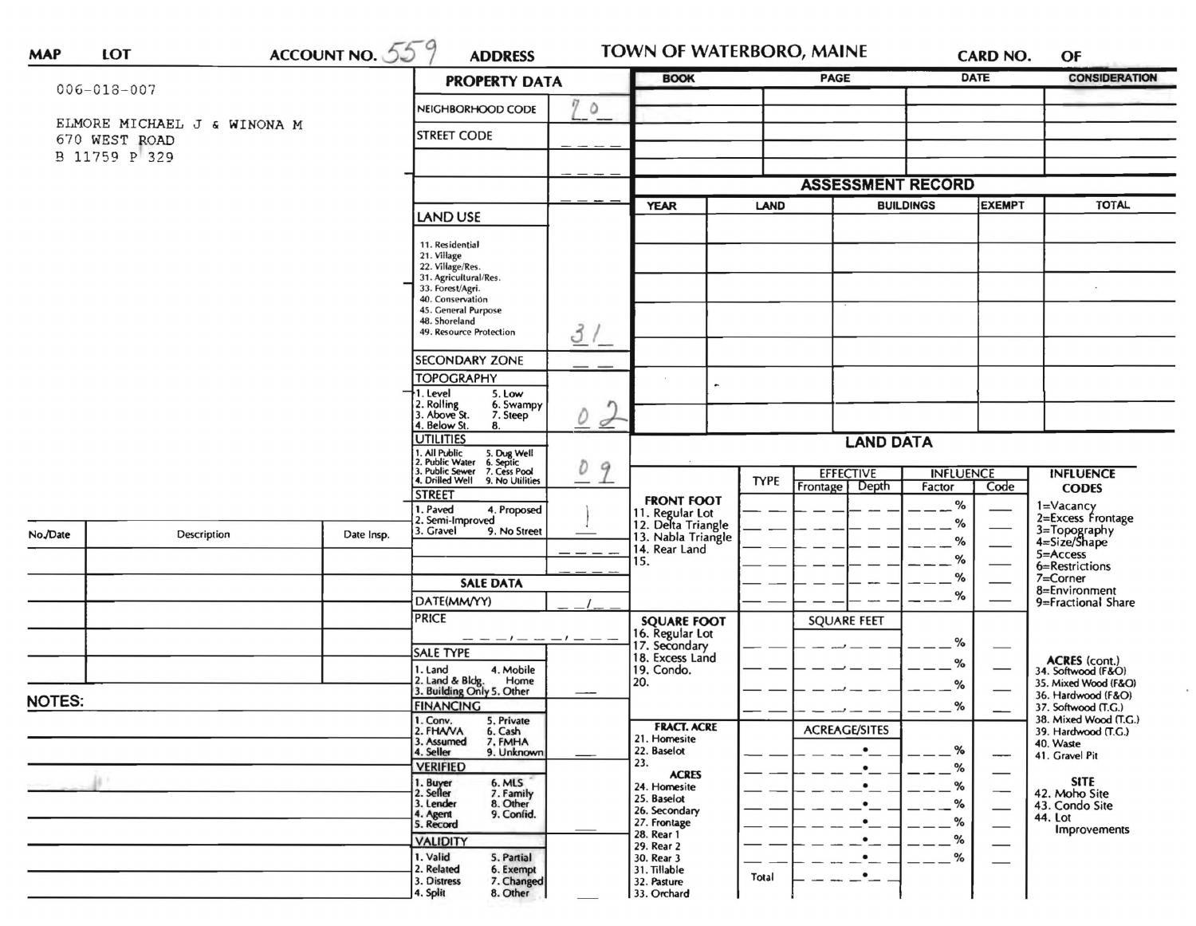**MAP** **LOT** **ACCOUNT NO.** 559 **ADDRESS** **TOWN OF WATERBORO, MAINE** **CARD NO.** **OF**

006-018-007

ELMORE MICHAEL J & WINONA M
670 WEST ROAD
B 11759 P 329

## PROPERTY DATA

| | |
|---|---|
| NEIGHBORHOOD CODE | 20 |
| STREET CODE | |
| | |
| | |
| LAND USE<br>11. Residential<br>21. Village<br>22. Village/Res.<br>31. Agricultural/Res.<br>33. Forest/Agri.<br>40. Conservation<br>45. General Purpose<br>48. Shoreland<br>49. Resource Protection | 31 |
| SECONDARY ZONE | |
| TOPOGRAPHY<br>1. Level 5. Low<br>2. Rolling 6. Swampy<br>3. Above St. 7. Steep<br>4. Below St. 8. | 02 |
| UTILITIES<br>1. All Public 5. Dug Well<br>2. Public Water 6. Septic<br>3. Public Sewer 7. Cess Pool<br>4. Drilled Well 9. No Utilities | 09 |
| STREET<br>1. Paved 4. Proposed<br>2. Semi-Improved<br>3. Gravel 9. No Street | 1 |

## SALE DATA

| | |
|---|---|
| DATE(MM/YY) | |
| PRICE | |
| SALE TYPE<br>1. Land 4. Mobile Home<br>2. Land & Bldg. 5. Other<br>3. Building Only | |
| FINANCING<br>1. Conv. 5. Private<br>2. FHA/VA 6. Cash<br>3. Assumed 7. FMHA<br>4. Seller 9. Unknown | |
| VERIFIED<br>1. Buyer 6. MLS<br>2. Seller 7. Family<br>3. Lender 8. Other<br>4. Agent 9. Confid.<br>5. Record | |
| VALIDITY<br>1. Valid 5. Partial<br>2. Related 6. Exempt<br>3. Distress 7. Changed<br>4. Split 8. Other | |

| BOOK | PAGE | DATE | CONSIDERATION |
|---|---|---|---|
| | | | |
| | | | |
| | | | |
| | | | |

## ASSESSMENT RECORD

| YEAR | LAND | BUILDINGS | EXEMPT | TOTAL |
|---|---|---|---|---|
| | | | | |
| | | | | |
| | | | | |
| | | | | |
| | | | | |
| | | | | |

| No./Date | Description | Date Insp. |
|---|---|---|
| | | |
| | | |
| | | |
| | | |
| | | |

**NOTES:**

## LAND DATA

| | TYPE | EFFECTIVE Frontage | EFFECTIVE Depth | INFLUENCE Factor | INFLUENCE Code |
|---|---|---|---|---|---|
| **FRONT FOOT**<br>11. Regular Lot<br>12. Delta Triangle<br>13. Nabla Triangle<br>14. Rear Land<br>15. | | | | % | |
| **SQUARE FOOT**<br>16. Regular Lot<br>17. Secondary<br>18. Excess Land<br>19. Condo.<br>20. | | SQUARE FEET | | % | |
| **FRACT. ACRE**<br>21. Homesite<br>22. Baselot<br>23.<br>**ACRES**<br>24. Homesite<br>25. Baselot<br>26. Secondary<br>27. Frontage<br>28. Rear 1<br>29. Rear 2<br>30. Rear 3<br>31. Tillable<br>32. Pasture<br>33. Orchard | Total | ACREAGE/SITES | | % | |

**INFLUENCE CODES**
1=Vacancy
2=Excess Frontage
3=Topography
4=Size/Shape
5=Access
6=Restrictions
7=Corner
8=Environment
9=Fractional Share

**ACRES (cont.)**
34. Softwood (F&O)
35. Mixed Wood (F&O)
36. Hardwood (F&O)
37. Softwood (T.G.)
38. Mixed Wood (T.G.)
39. Hardwood (T.G.)
40. Waste
41. Gravel Pit

**SITE**
42. Moho Site
43. Condo Site
44. Lot Improvements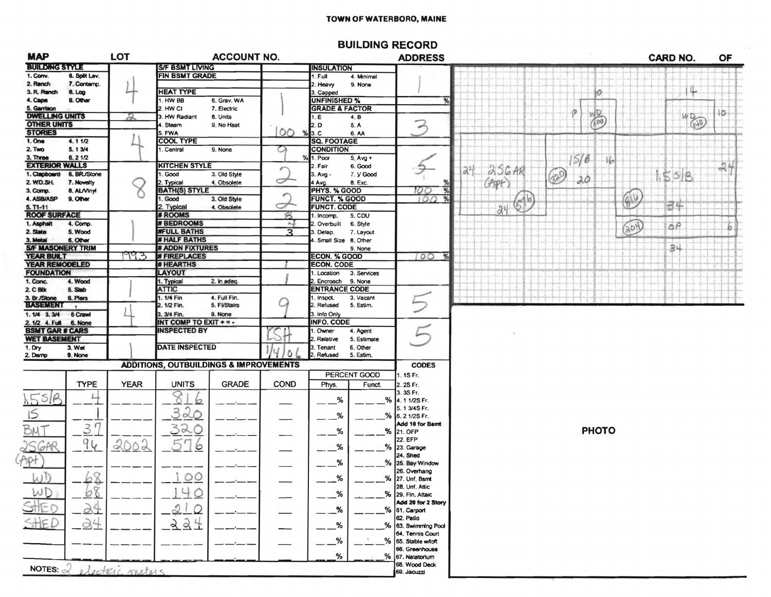**TOWN OF WATERBORO, MAINE**

## BUILDING RECORD

| MAP | LOT | ACCOUNT NO. | ADDRESS | CARD NO. | OF |
|---|---|---|---|---|---|
| | | | | | |

| Field | Value | Field | Value | Field | Value |
|---|---|---|---|---|---|
| **BUILDING STYLE** 1. Conv. 2. Ranch 3. R. Ranch 4. Cape 5. Garrison 6. Split Lev. 7. Contemp. 8. Log 9. Other | 4 | **S/F BSMT LIVING** | | **INSULATION** 1. Full 2. Heavy 3. Capped 4. Minimal 9. None | 1 |
| | | **FIN BSMT GRADE** | | | |
| **DWELLING UNITS** | 2 | **HEAT TYPE** 1. HW BB 2. HW CI 3. HW Radiant 4. Steam 5. FWA 6. Grav. WA 7. Electric 8. Units 9. No Heat | 1 | **UNFINISHED %** | % |
| **OTHER UNITS** | | | 100 % | **GRADE & FACTOR** 1. E 2. D 3. C 4. B 5. A 6. AA | 3 |
| **STORIES** 1. One 2. Two 3. Three 4. 1 1/2 5. 1 3/4 6. 2 1/2 | 4 | **COOL TYPE** 1. Central 9. None | 9 % | **SQ. FOOTAGE** | |
| | | | | **CONDITION** 1. Poor 2. Fair 3. Avg - 4. Avg. 5. Avg + 6. Good 7. V Good 8. Exc. | 5 % |
| **EXTERIOR WALLS** 1. Clapboard 2. WD.SH. 3. Comp. 4. ASB/ASP 5. T1-11 6. BR./Stone 7. Novelty 8. AL/Vinyl 9. Other | 8 | **KITCHEN STYLE** 1. Good 2. Typical 3. Old Style 4. Obsolete | 2 | | |
| | | **BATH(S) STYLE** 1. Good 2. Typical 3. Old Style 4. Obsolete | 2 | **PHYS. % GOOD** | 100 % |
| | | | | **FUNCT. % GOOD** | 100 % |
| **ROOF SURFACE** 1. Asphalt 2. Slate 3. Metal 4. Comp. 5. Wood 6. Other | 1 | **# ROOMS** | 8 | **FUNCT. CODE** 1. Incomp. 2. Overbuilt 3. Delap. 4. Small Size 5. CDU 6. Style 7. Layout 8. Other 9. None | |
| | | **# BEDROOMS** | 4 | | |
| | | **#FULL BATHS** | 3 | | |
| | | **# HALF BATHS** | | | |
| **S/F MASONERY TRIM** | | **# ADDN FIXTURES** | | | |
| **YEAR BUILT** | 1993 | **# FIREPLACES** | | **ECON. % GOOD** | 100 % |
| **YEAR REMODELED** | | **# HEARTHS** | / | **ECON. CODE** 1. Location 2. Encroach 3. Services 9. None | |
| **FOUNDATION** 1. Conc. 2. C Blk 3. Br./Stone 4. Wood 5. Slab 6. Piers | 1 | **LAYOUT** 1. Typical 2. In adeq. | / | | |
| | | **ATTIC** 1. 1/4 Fin 2. 1/2 Fin. 3. 3/4 Fin. 4. Full Fin. 5. Fl/Stairs 9. None | 9 | **ENTRANCE CODE** 1. Inspct. 2. Refused 3. Info Only 3. Vacant 5. Estim. | 5 |
| **BASEMENT** 1. 1/4 2. 1/2 3. 3/4 4. Full 5 Crawl 6. None | 4 | **INT COMP TO EXIT + = -** | | **INFO. CODE** 1. Owner 2. Relative 3. Tenant 2. Refused 4. Agent 5. Estimate 6. Other 5. Estim. | 5 |
| **BSMT GAR # CARS** | | **INSPECTED BY** | LSH | | |
| **WET BASEMENT** 1. Dry 2. Damp 3. Wet 9. None | 1 | **DATE INSPECTED** | 1/4/06 | | |

Sketch labels: 10, 14, 10, WD (100), WD (140), 10, 24, 2SGAR (Apt), 24, (576), 15/B, 16, (320), 20, 1.5S/B, 24, (816), 34, (204), OP, 6, 34

### ADDITIONS, OUTBUILDINGS & IMPROVEMENTS

| | TYPE | YEAR | UNITS | GRADE | COND | PERCENT GOOD Phys. | Funct. |
|---|---|---|---|---|---|---|---|
| 1.5S/B | 4 | | 816 | | | % | % |
| 1S | 1 | | 320 | | | % | % |
| BMT | 37 | | 320 | | | % | % |
| 2SGAR (Apt) | 94 | 2002 | 576 | | | % | % |
| | | | | | | % | % |
| WD | 68 | | 100 | | | % | % |
| WD | 68 | | 140 | | | % | % |
| SHED | 24 | | 210 | | | % | % |
| SHED | 24 | | 224 | | | % | % |
| | | | | | | % | % |
| | | | | | | % | % |

**CODES**
1. 1S Fr.
2. 2S Fr.
3. 3S Fr.
4. 1 1/2S Fr.
5. 1 3/4S Fr.
6. 2 1/2S Fr.

Add 10 for Bsmt
21. OFP
22. EFP
23. Garage
24. Shed
25. Bay Window
26. Overhang
27. Unf. Bsmt
28. Unf. Attic
29. Fin. Attaic

Add 20 for 2 Story
61. Carport
62. Patio
63. Swimming Pool
64. Tennis Court
65. Stable w/loft
66. Greenhouse
67. Natatorium
68. Wood Deck
69. Jacuzzi

**PHOTO**

NOTES: 2 electric meters